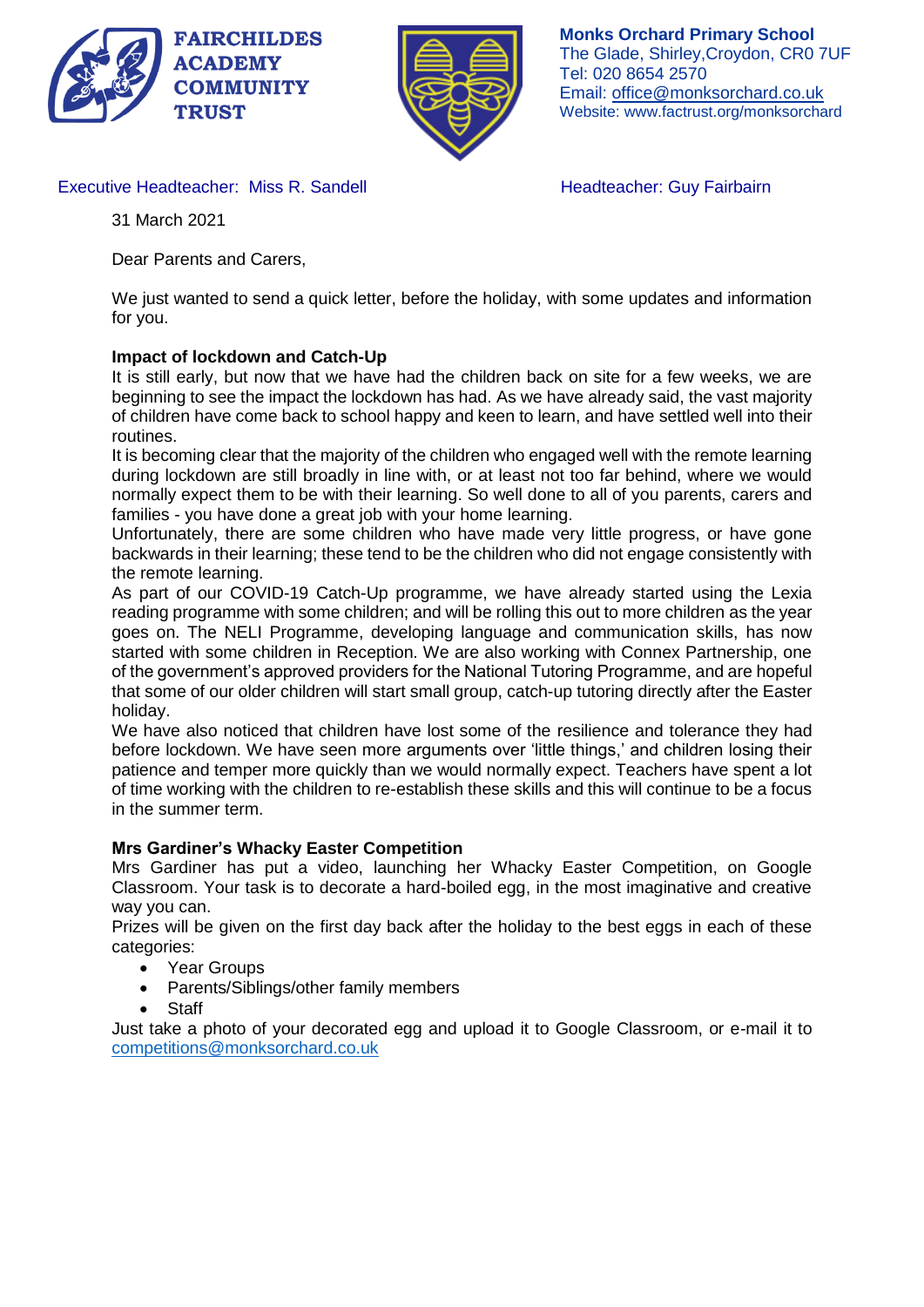**FAIRCHILDES ACADEMY COMMUNITY TRUST**

**Monks Orchard Primary School**
The Glade, Shirley,Croydon, CR0 7UF
Tel: 020 8654 2570
Email: office@monksorchard.co.uk
Website: www.factrust.org/monksorchard

Executive Headteacher: Miss R. Sandell

Headteacher: Guy Fairbairn

31 March 2021

Dear Parents and Carers,

We just wanted to send a quick letter, before the holiday, with some updates and information for you.

**Impact of lockdown and Catch-Up**

It is still early, but now that we have had the children back on site for a few weeks, we are beginning to see the impact the lockdown has had. As we have already said, the vast majority of children have come back to school happy and keen to learn, and have settled well into their routines.

It is becoming clear that the majority of the children who engaged well with the remote learning during lockdown are still broadly in line with, or at least not too far behind, where we would normally expect them to be with their learning. So well done to all of you parents, carers and families - you have done a great job with your home learning.

Unfortunately, there are some children who have made very little progress, or have gone backwards in their learning; these tend to be the children who did not engage consistently with the remote learning.

As part of our COVID-19 Catch-Up programme, we have already started using the Lexia reading programme with some children; and will be rolling this out to more children as the year goes on. The NELI Programme, developing language and communication skills, has now started with some children in Reception. We are also working with Connex Partnership, one of the government's approved providers for the National Tutoring Programme, and are hopeful that some of our older children will start small group, catch-up tutoring directly after the Easter holiday.

We have also noticed that children have lost some of the resilience and tolerance they had before lockdown. We have seen more arguments over 'little things,' and children losing their patience and temper more quickly than we would normally expect. Teachers have spent a lot of time working with the children to re-establish these skills and this will continue to be a focus in the summer term.

**Mrs Gardiner's Whacky Easter Competition**

Mrs Gardiner has put a video, launching her Whacky Easter Competition, on Google Classroom. Your task is to decorate a hard-boiled egg, in the most imaginative and creative way you can.

Prizes will be given on the first day back after the holiday to the best eggs in each of these categories:

- Year Groups
- Parents/Siblings/other family members
- Staff

Just take a photo of your decorated egg and upload it to Google Classroom, or e-mail it to competitions@monksorchard.co.uk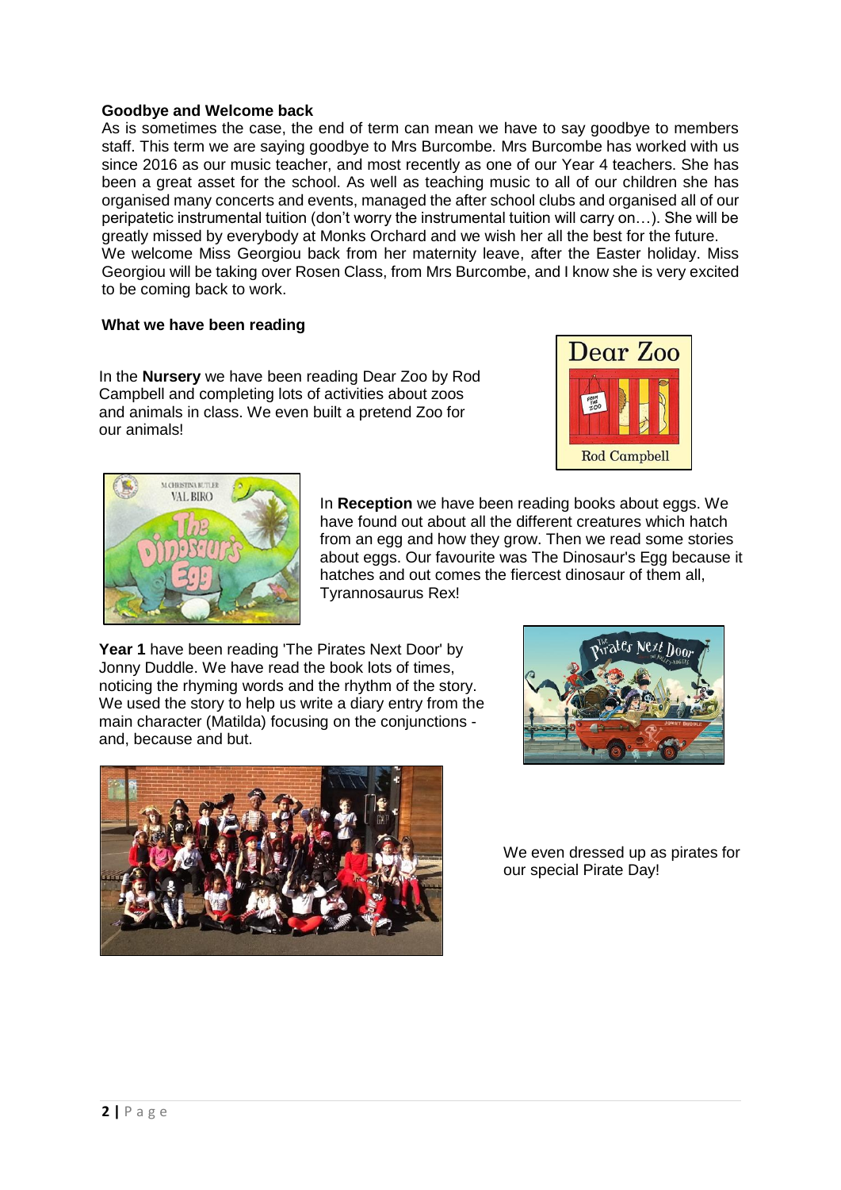**Goodbye and Welcome back**

As is sometimes the case, the end of term can mean we have to say goodbye to members staff. This term we are saying goodbye to Mrs Burcombe. Mrs Burcombe has worked with us since 2016 as our music teacher, and most recently as one of our Year 4 teachers. She has been a great asset for the school. As well as teaching music to all of our children she has organised many concerts and events, managed the after school clubs and organised all of our peripatetic instrumental tuition (don't worry the instrumental tuition will carry on…). She will be greatly missed by everybody at Monks Orchard and we wish her all the best for the future.

We welcome Miss Georgiou back from her maternity leave, after the Easter holiday. Miss Georgiou will be taking over Rosen Class, from Mrs Burcombe, and I know she is very excited to be coming back to work.

**What we have been reading**

In the **Nursery** we have been reading Dear Zoo by Rod Campbell and completing lots of activities about zoos and animals in class. We even built a pretend Zoo for our animals!

In **Reception** we have been reading books about eggs. We have found out about all the different creatures which hatch from an egg and how they grow. Then we read some stories about eggs. Our favourite was The Dinosaur's Egg because it hatches and out comes the fiercest dinosaur of them all, Tyrannosaurus Rex!

**Year 1** have been reading 'The Pirates Next Door' by Jonny Duddle. We have read the book lots of times, noticing the rhyming words and the rhythm of the story. We used the story to help us write a diary entry from the main character (Matilda) focusing on the conjunctions - and, because and but.

We even dressed up as pirates for our special Pirate Day!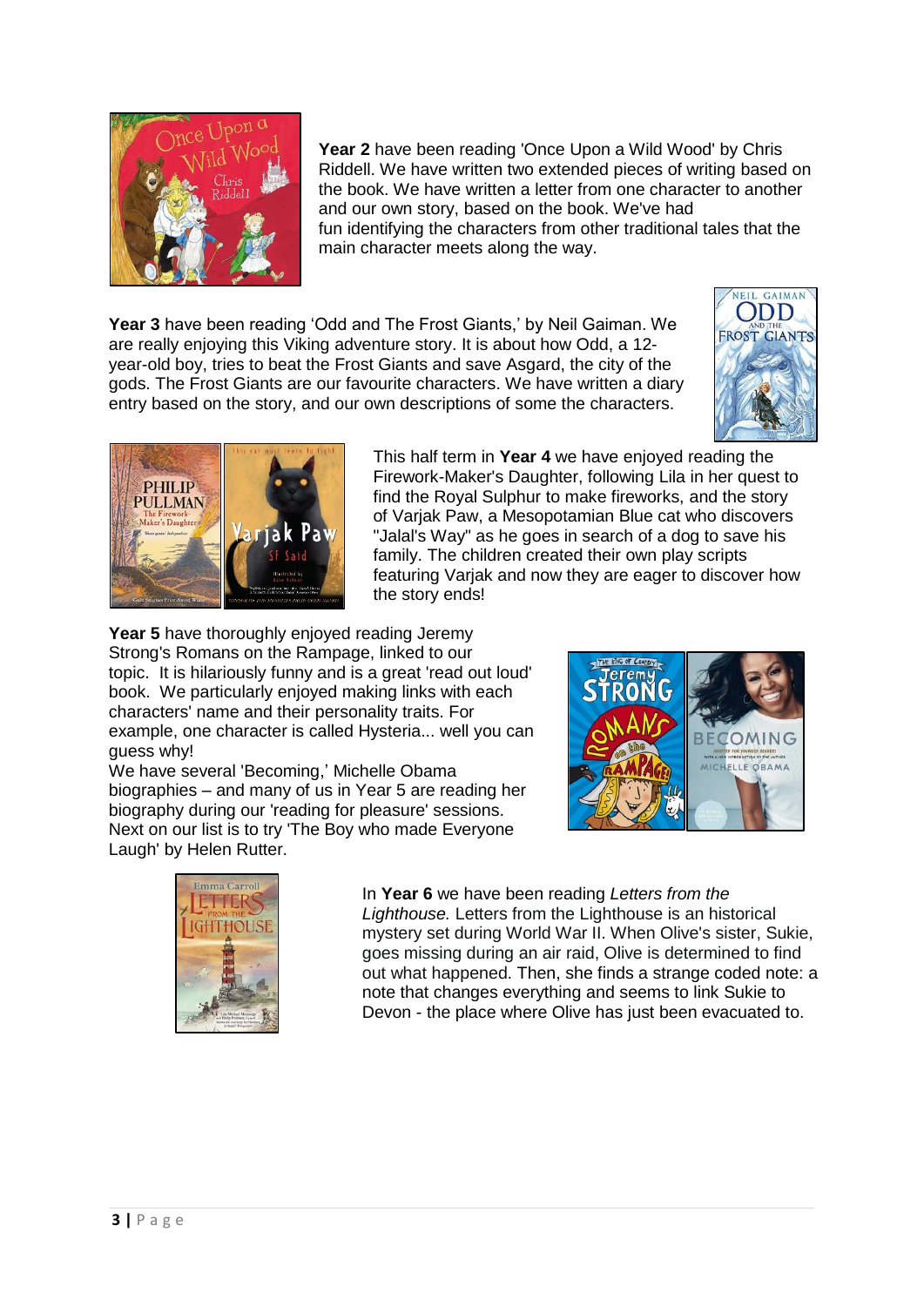**Year 2** have been reading 'Once Upon a Wild Wood' by Chris Riddell. We have written two extended pieces of writing based on the book. We have written a letter from one character to another and our own story, based on the book. We've had fun identifying the characters from other traditional tales that the main character meets along the way.

**Year 3** have been reading 'Odd and The Frost Giants,' by Neil Gaiman. We are really enjoying this Viking adventure story. It is about how Odd, a 12-year-old boy, tries to beat the Frost Giants and save Asgard, the city of the gods. The Frost Giants are our favourite characters. We have written a diary entry based on the story, and our own descriptions of some the characters.

This half term in **Year 4** we have enjoyed reading the Firework-Maker's Daughter, following Lila in her quest to find the Royal Sulphur to make fireworks, and the story of Varjak Paw, a Mesopotamian Blue cat who discovers "Jalal's Way" as he goes in search of a dog to save his family. The children created their own play scripts featuring Varjak and now they are eager to discover how the story ends!

**Year 5** have thoroughly enjoyed reading Jeremy Strong's Romans on the Rampage, linked to our topic. It is hilariously funny and is a great 'read out loud' book. We particularly enjoyed making links with each characters' name and their personality traits. For example, one character is called Hysteria... well you can guess why!

We have several 'Becoming,' Michelle Obama biographies – and many of us in Year 5 are reading her biography during our 'reading for pleasure' sessions. Next on our list is to try 'The Boy who made Everyone Laugh' by Helen Rutter.

In **Year 6** we have been reading *Letters from the Lighthouse.* Letters from the Lighthouse is an historical mystery set during World War II. When Olive's sister, Sukie, goes missing during an air raid, Olive is determined to find out what happened. Then, she finds a strange coded note: a note that changes everything and seems to link Sukie to Devon - the place where Olive has just been evacuated to.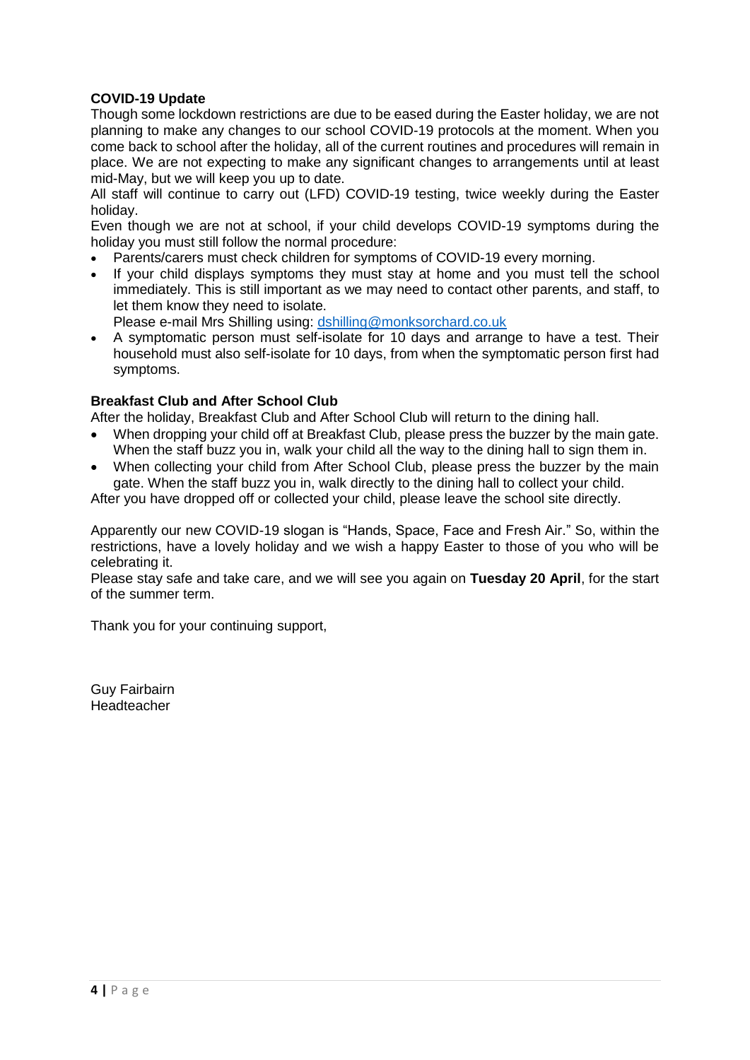**COVID-19 Update**

Though some lockdown restrictions are due to be eased during the Easter holiday, we are not planning to make any changes to our school COVID-19 protocols at the moment. When you come back to school after the holiday, all of the current routines and procedures will remain in place. We are not expecting to make any significant changes to arrangements until at least mid-May, but we will keep you up to date.

All staff will continue to carry out (LFD) COVID-19 testing, twice weekly during the Easter holiday.

Even though we are not at school, if your child develops COVID-19 symptoms during the holiday you must still follow the normal procedure:

- Parents/carers must check children for symptoms of COVID-19 every morning.
- If your child displays symptoms they must stay at home and you must tell the school immediately. This is still important as we may need to contact other parents, and staff, to let them know they need to isolate.
  Please e-mail Mrs Shilling using: [dshilling@monksorchard.co.uk](mailto:dshilling@monksorchard.co.uk)
- A symptomatic person must self-isolate for 10 days and arrange to have a test. Their household must also self-isolate for 10 days, from when the symptomatic person first had symptoms.

**Breakfast Club and After School Club**

After the holiday, Breakfast Club and After School Club will return to the dining hall.

- When dropping your child off at Breakfast Club, please press the buzzer by the main gate. When the staff buzz you in, walk your child all the way to the dining hall to sign them in.
- When collecting your child from After School Club, please press the buzzer by the main gate. When the staff buzz you in, walk directly to the dining hall to collect your child.

After you have dropped off or collected your child, please leave the school site directly.

Apparently our new COVID-19 slogan is "Hands, Space, Face and Fresh Air." So, within the restrictions, have a lovely holiday and we wish a happy Easter to those of you who will be celebrating it.

Please stay safe and take care, and we will see you again on **Tuesday 20 April**, for the start of the summer term.

Thank you for your continuing support,

Guy Fairbairn
Headteacher